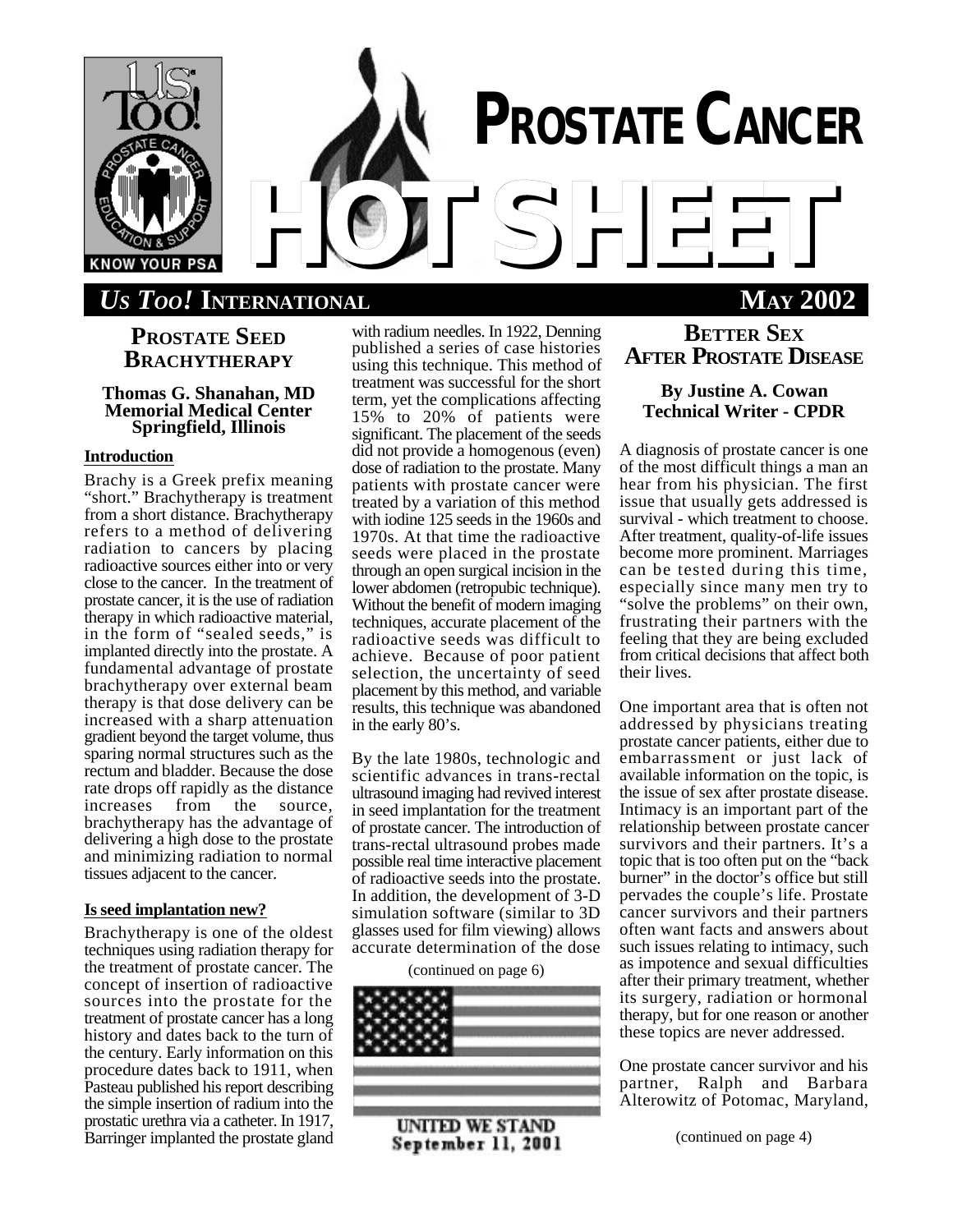# PROSTATE CANCER HOTSHEET

*US TOO!* INTERNATIONAL — MAY 2002

## PROSTATE SEED BRACHYTHERAPY

**Thomas G. Shanahan, MD**
**Memorial Medical Center**
**Springfield, Illinois**

### Introduction

Brachy is a Greek prefix meaning "short." Brachytherapy is treatment from a short distance. Brachytherapy refers to a method of delivering radiation to cancers by placing radioactive sources either into or very close to the cancer. In the treatment of prostate cancer, it is the use of radiation therapy in which radioactive material, in the form of "sealed seeds," is implanted directly into the prostate. A fundamental advantage of prostate brachytherapy over external beam therapy is that dose delivery can be increased with a sharp attenuation gradient beyond the target volume, thus sparing normal structures such as the rectum and bladder. Because the dose rate drops off rapidly as the distance increases from the source, brachytherapy has the advantage of delivering a high dose to the prostate and minimizing radiation to normal tissues adjacent to the cancer.

### Is seed implantation new?

Brachytherapy is one of the oldest techniques using radiation therapy for the treatment of prostate cancer. The concept of insertion of radioactive sources into the prostate for the treatment of prostate cancer has a long history and dates back to the turn of the century. Early information on this procedure dates back to 1911, when Pasteau published his report describing the simple insertion of radium into the prostatic urethra via a catheter. In 1917, Barringer implanted the prostate gland with radium needles. In 1922, Denning published a series of case histories using this technique. This method of treatment was successful for the short term, yet the complications affecting 15% to 20% of patients were significant. The placement of the seeds did not provide a homogenous (even) dose of radiation to the prostate. Many patients with prostate cancer were treated by a variation of this method with iodine 125 seeds in the 1960s and 1970s. At that time the radioactive seeds were placed in the prostate through an open surgical incision in the lower abdomen (retropubic technique). Without the benefit of modern imaging techniques, accurate placement of the radioactive seeds was difficult to achieve. Because of poor patient selection, the uncertainty of seed placement by this method, and variable results, this technique was abandoned in the early 80's.

By the late 1980s, technologic and scientific advances in trans-rectal ultrasound imaging had revived interest in seed implantation for the treatment of prostate cancer. The introduction of trans-rectal ultrasound probes made possible real time interactive placement of radioactive seeds into the prostate. In addition, the development of 3-D simulation software (similar to 3D glasses used for film viewing) allows accurate determination of the dose

(continued on page 6)

UNITED WE STAND
September 11, 2001

## BETTER SEX AFTER PROSTATE DISEASE

**By Justine A. Cowan**
**Technical Writer - CPDR**

A diagnosis of prostate cancer is one of the most difficult things a man an hear from his physician. The first issue that usually gets addressed is survival - which treatment to choose. After treatment, quality-of-life issues become more prominent. Marriages can be tested during this time, especially since many men try to "solve the problems" on their own, frustrating their partners with the feeling that they are being excluded from critical decisions that affect both their lives.

One important area that is often not addressed by physicians treating prostate cancer patients, either due to embarrassment or just lack of available information on the topic, is the issue of sex after prostate disease. Intimacy is an important part of the relationship between prostate cancer survivors and their partners. It's a topic that is too often put on the "back burner" in the doctor's office but still pervades the couple's life. Prostate cancer survivors and their partners often want facts and answers about such issues relating to intimacy, such as impotence and sexual difficulties after their primary treatment, whether its surgery, radiation or hormonal therapy, but for one reason or another these topics are never addressed.

One prostate cancer survivor and his partner, Ralph and Barbara Alterowitz of Potomac, Maryland,

(continued on page 4)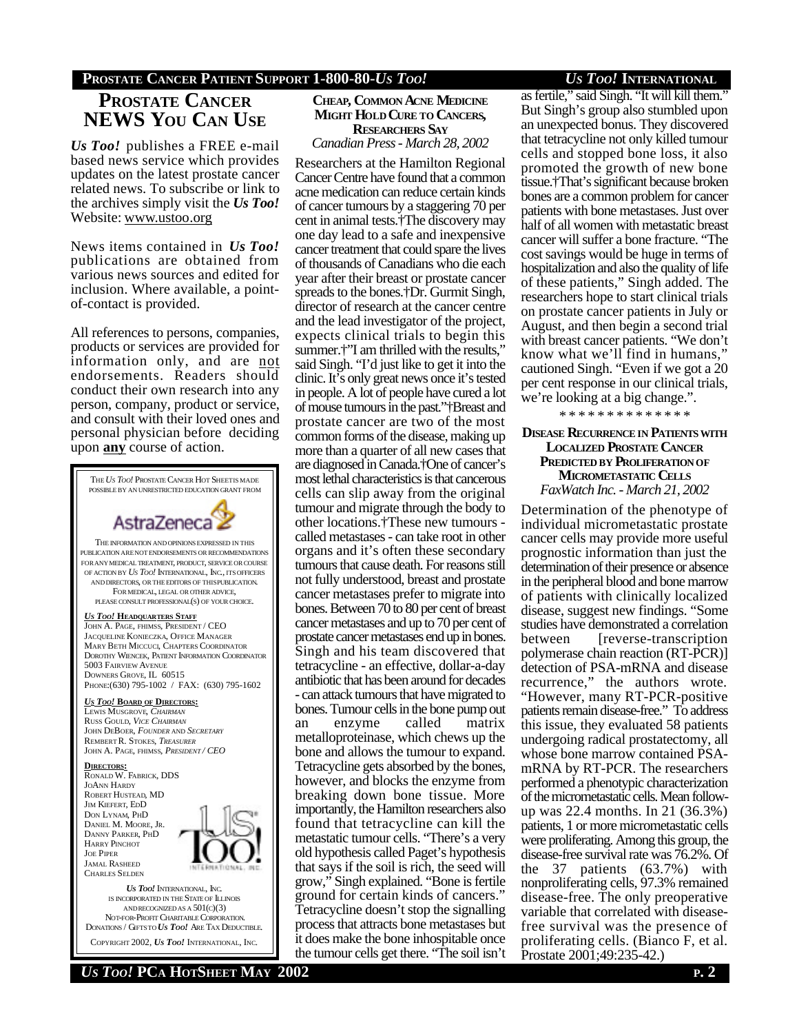## PROSTATE CANCER NEWS YOU CAN USE

***Us Too!*** publishes a FREE e-mail based news service which provides updates on the latest prostate cancer related news. To subscribe or link to the archives simply visit the ***Us Too!*** Website: www.ustoo.org

News items contained in ***Us Too!*** publications are obtained from various news sources and edited for inclusion. Where available, a point-of-contact is provided.

All references to persons, companies, products or services are provided for information only, and are not endorsements. Readers should conduct their own research into any person, company, product or service, and consult with their loved ones and personal physician before deciding upon **any** course of action.

THE *US TOO!* PROSTATE CANCER HOT SHEETS MADE POSSIBLE BY AN UNRESTRICTED EDUCATION GRANT FROM

AstraZeneca

THE INFORMATION AND OPINIONS EXPRESSED IN THIS PUBLICATION ARE NOT ENDORSEMENTS OR RECOMMENDATIONS FOR ANY MEDICAL TREATMENT, PRODUCT, SERVICE OR COURSE OF ACTION BY *US TOO!* INTERNATIONAL, INC., ITS OFFICERS AND DIRECTORS, OR THE EDITORS OF THIS PUBLICATION. FOR MEDICAL, LEGAL OR OTHER ADVICE, PLEASE CONSULT PROFESSIONAL(S) OF YOUR CHOICE.

***US TOO!* HEADQUARTERS STAFF**
JOHN A. PAGE, FHIMSS, PRESIDENT / CEO
JACQUELINE KONIECZKA, OFFICE MANAGER
MARY BETH MICCUCI, CHAPTERS COORDINATOR
DOROTHY WIENCEK, PATIENT INFORMATION COORDINATOR
5003 FAIRVIEW AVENUE
DOWNERS GROVE, IL 60515
PHONE:(630) 795-1002 / FAX: (630) 795-1602

***US TOO!* BOARD OF DIRECTORS:**
LEWIS MUSGROVE, *CHAIRMAN*
RUSS GOULD, *VICE CHAIRMAN*
JOHN DEBOER, *FOUNDER AND SECRETARY*
REMBERT R. STOKES, *TREASURER*
JOHN A. PAGE, FHIMSS, *PRESIDENT / CEO*

**DIRECTORS:**
RONALD W. FABRICK, DDS
JOANN HARDY
ROBERT HUSTEAD, MD
JIM KIEFERT, EDD
DON LYNAM, PHD
DANIEL M. MOORE, JR.
DANNY PARKER, PHD
HARRY PINCHOT
JOE PIPER
JAMAL RASHEED
CHARLES SELDEN

*US TOO!* INTERNATIONAL, INC. IS INCORPORATED IN THE STATE OF ILLINOIS AND RECOGNIZED AS A 501(C)(3) NOT-FOR-PROFIT CHARITABLE CORPORATION. DONATIONS / GIFTS TO *US TOO!* ARE TAX DEDUCTIBLE.

COPYRIGHT 2002, *US TOO!* INTERNATIONAL, INC.

### CHEAP, COMMON ACNE MEDICINE MIGHT HOLD CURE TO CANCERS, RESEARCHERS SAY

*Canadian Press - March 28, 2002*

Researchers at the Hamilton Regional Cancer Centre have found that a common acne medication can reduce certain kinds of cancer tumours by a staggering 70 per cent in animal tests.†The discovery may one day lead to a safe and inexpensive cancer treatment that could spare the lives of thousands of Canadians who die each year after their breast or prostate cancer spreads to the bones.†Dr. Gurmit Singh, director of research at the cancer centre and the lead investigator of the project, expects clinical trials to begin this summer.†"I am thrilled with the results," said Singh. "I'd just like to get it into the clinic. It's only great news once it's tested in people. A lot of people have cured a lot of mouse tumours in the past."†Breast and prostate cancer are two of the most common forms of the disease, making up more than a quarter of all new cases that are diagnosed in Canada.†One of cancer's most lethal characteristics is that cancerous cells can slip away from the original tumour and migrate through the body to other locations.†These new tumours - called metastases - can take root in other organs and it's often these secondary tumours that cause death. For reasons still not fully understood, breast and prostate cancer metastases prefer to migrate into bones. Between 70 to 80 per cent of breast cancer metastases and up to 70 per cent of prostate cancer metastases end up in bones. Singh and his team discovered that tetracycline - an effective, dollar-a-day antibiotic that has been around for decades - can attack tumours that have migrated to bones. Tumour cells in the bone pump out an enzyme called matrix metalloproteinase, which chews up the bone and allows the tumour to expand. Tetracycline gets absorbed by the bones, however, and blocks the enzyme from breaking down bone tissue. More importantly, the Hamilton researchers also found that tetracycline can kill the metastatic tumour cells. "There's a very old hypothesis called Paget's hypothesis that says if the soil is rich, the seed will grow," Singh explained. "Bone is fertile ground for certain kinds of cancers." Tetracycline doesn't stop the signalling process that attracts bone metastases but it does make the bone inhospitable once the tumour cells get there. "The soil isn't as fertile," said Singh. "It will kill them." But Singh's group also stumbled upon an unexpected bonus. They discovered that tetracycline not only killed tumour cells and stopped bone loss, it also promoted the growth of new bone tissue.†That's significant because broken bones are a common problem for cancer patients with bone metastases. Just over half of all women with metastatic breast cancer will suffer a bone fracture. "The cost savings would be huge in terms of hospitalization and also the quality of life of these patients," Singh added. The researchers hope to start clinical trials on prostate cancer patients in July or August, and then begin a second trial with breast cancer patients. "We don't know what we'll find in humans," cautioned Singh. "Even if we got a 20 per cent response in our clinical trials, we're looking at a big change.".

\* \* \* \* \* \* \* \* \* \* \* \* \* \*

### DISEASE RECURRENCE IN PATIENTS WITH LOCALIZED PROSTATE CANCER PREDICTED BY PROLIFERATION OF MICROMETASTATIC CELLS

*FaxWatch Inc. - March 21, 2002*

Determination of the phenotype of individual micrometastatic prostate cancer cells may provide more useful prognostic information than just the determination of their presence or absence in the peripheral blood and bone marrow of patients with clinically localized disease, suggest new findings. "Some studies have demonstrated a correlation between [reverse-transcription polymerase chain reaction (RT-PCR)] detection of PSA-mRNA and disease recurrence," the authors wrote. "However, many RT-PCR-positive patients remain disease-free." To address this issue, they evaluated 58 patients undergoing radical prostatectomy, all whose bone marrow contained PSA-mRNA by RT-PCR. The researchers performed a phenotypic characterization of the micrometastatic cells. Mean follow-up was 22.4 months. In 21 (36.3%) patients, 1 or more micrometastatic cells were proliferating. Among this group, the disease-free survival rate was 76.2%. Of the 37 patients (63.7%) with nonproliferating cells, 97.3% remained disease-free. The only preoperative variable that correlated with disease-free survival was the presence of proliferating cells. (Bianco F, et al. Prostate 2001;49:235-42.)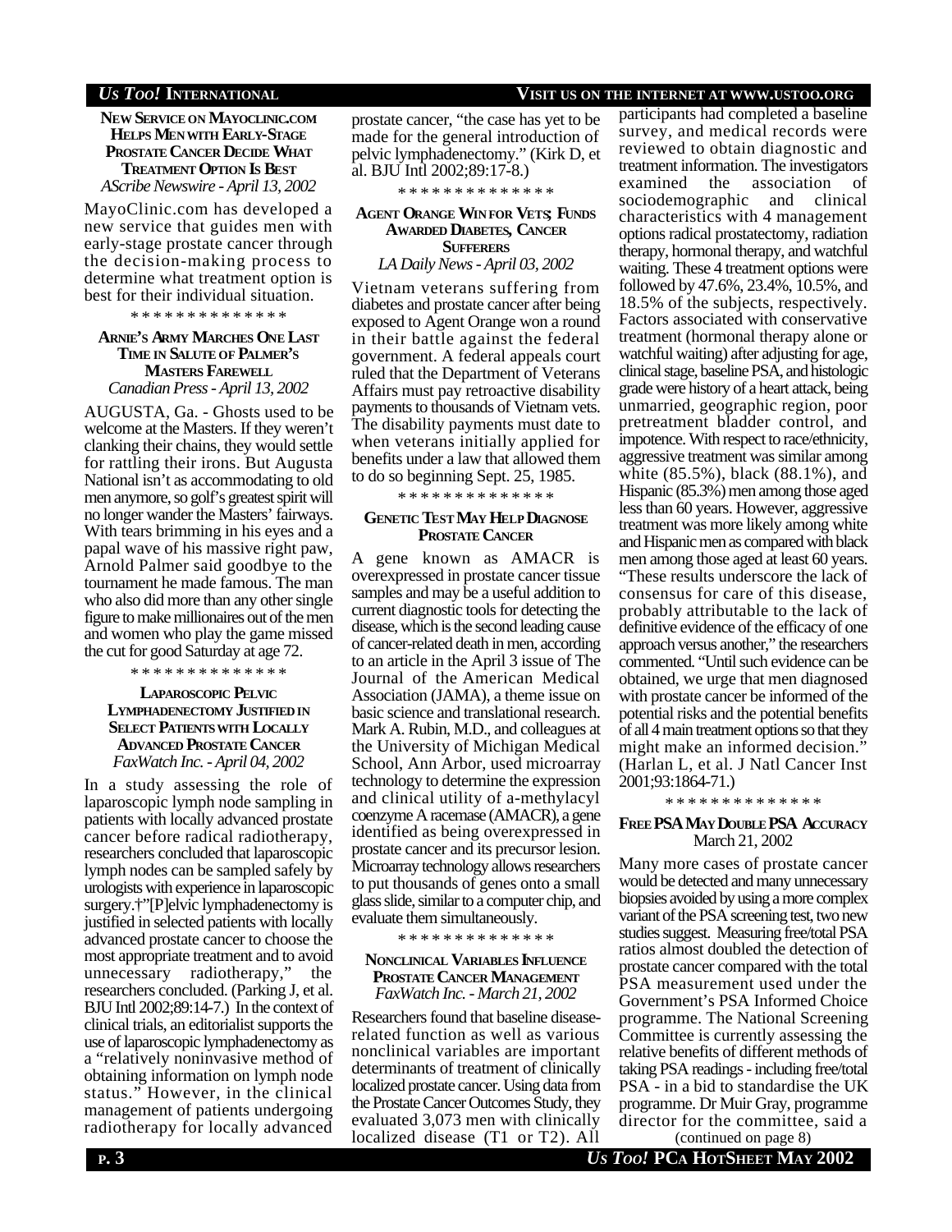### New Service on Mayoclinic.com Helps Men with Early-Stage Prostate Cancer Decide What Treatment Option Is Best

*AScribe Newswire - April 13, 2002*

MayoClinic.com has developed a new service that guides men with early-stage prostate cancer through the decision-making process to determine what treatment option is best for their individual situation.

\* \* \* \* \* \* \* \* \* \* \* \* \* \*

### Arnie's Army Marches One Last Time in Salute of Palmer's Masters Farewell

*Canadian Press - April 13, 2002*

AUGUSTA, Ga. - Ghosts used to be welcome at the Masters. If they weren't clanking their chains, they would settle for rattling their irons. But Augusta National isn't as accommodating to old men anymore, so golf's greatest spirit will no longer wander the Masters' fairways. With tears brimming in his eyes and a papal wave of his massive right paw, Arnold Palmer said goodbye to the tournament he made famous. The man who also did more than any other single figure to make millionaires out of the men and women who play the game missed the cut for good Saturday at age 72.

\* \* \* \* \* \* \* \* \* \* \* \* \* \*

### Laparoscopic Pelvic Lymphadenectomy Justified in Select Patients with Locally Advanced Prostate Cancer

*FaxWatch Inc. - April 04, 2002*

In a study assessing the role of laparoscopic lymph node sampling in patients with locally advanced prostate cancer before radical radiotherapy, researchers concluded that laparoscopic lymph nodes can be sampled safely by urologists with experience in laparoscopic surgery.†"[P]elvic lymphadenectomy is justified in selected patients with locally advanced prostate cancer to choose the most appropriate treatment and to avoid unnecessary radiotherapy," the researchers concluded. (Parking J, et al. BJU Intl 2002;89:14-7.) In the context of clinical trials, an editorialist supports the use of laparoscopic lymphadenectomy as a "relatively noninvasive method of obtaining information on lymph node status." However, in the clinical management of patients undergoing radiotherapy for locally advanced prostate cancer, "the case has yet to be made for the general introduction of pelvic lymphadenectomy." (Kirk D, et al. BJU Intl 2002;89:17-8.)

\* \* \* \* \* \* \* \* \* \* \* \* \* \*

### Agent Orange Win for Vets; Funds Awarded Diabetes, Cancer Sufferers

*LA Daily News - April 03, 2002*

Vietnam veterans suffering from diabetes and prostate cancer after being exposed to Agent Orange won a round in their battle against the federal government. A federal appeals court ruled that the Department of Veterans Affairs must pay retroactive disability payments to thousands of Vietnam vets. The disability payments must date to when veterans initially applied for benefits under a law that allowed them to do so beginning Sept. 25, 1985.

\* \* \* \* \* \* \* \* \* \* \* \* \* \*

### Genetic Test May Help Diagnose Prostate Cancer

A gene known as AMACR is overexpressed in prostate cancer tissue samples and may be a useful addition to current diagnostic tools for detecting the disease, which is the second leading cause of cancer-related death in men, according to an article in the April 3 issue of The Journal of the American Medical Association (JAMA), a theme issue on basic science and translational research. Mark A. Rubin, M.D., and colleagues at the University of Michigan Medical School, Ann Arbor, used microarray technology to determine the expression and clinical utility of a-methylacyl coenzyme A racemase (AMACR), a gene identified as being overexpressed in prostate cancer and its precursor lesion. Microarray technology allows researchers to put thousands of genes onto a small glass slide, similar to a computer chip, and evaluate them simultaneously.

\* \* \* \* \* \* \* \* \* \* \* \* \* \*

### Nonclinical Variables Influence Prostate Cancer Management

*FaxWatch Inc. - March 21, 2002*

Researchers found that baseline disease-related function as well as various nonclinical variables are important determinants of treatment of clinically localized prostate cancer. Using data from the Prostate Cancer Outcomes Study, they evaluated 3,073 men with clinically localized disease (T1 or T2). All participants had completed a baseline survey, and medical records were reviewed to obtain diagnostic and treatment information. The investigators examined the association of sociodemographic and clinical characteristics with 4 management options radical prostatectomy, radiation therapy, hormonal therapy, and watchful waiting. These 4 treatment options were followed by 47.6%, 23.4%, 10.5%, and 18.5% of the subjects, respectively. Factors associated with conservative treatment (hormonal therapy alone or watchful waiting) after adjusting for age, clinical stage, baseline PSA, and histologic grade were history of a heart attack, being unmarried, geographic region, poor pretreatment bladder control, and impotence. With respect to race/ethnicity, aggressive treatment was similar among white (85.5%), black (88.1%), and Hispanic (85.3%) men among those aged less than 60 years. However, aggressive treatment was more likely among white and Hispanic men as compared with black men among those aged at least 60 years. "These results underscore the lack of consensus for care of this disease, probably attributable to the lack of definitive evidence of the efficacy of one approach versus another," the researchers commented. "Until such evidence can be obtained, we urge that men diagnosed with prostate cancer be informed of the potential risks and the potential benefits of all 4 main treatment options so that they might make an informed decision." (Harlan L, et al. J Natl Cancer Inst 2001;93:1864-71.)

\* \* \* \* \* \* \* \* \* \* \* \* \* \*

### Free PSA May Double PSA Accuracy

March 21, 2002

Many more cases of prostate cancer would be detected and many unnecessary biopsies avoided by using a more complex variant of the PSA screening test, two new studies suggest. Measuring free/total PSA ratios almost doubled the detection of prostate cancer compared with the total PSA measurement used under the Government's PSA Informed Choice programme. The National Screening Committee is currently assessing the relative benefits of different methods of taking PSA readings - including free/total PSA - in a bid to standardise the UK programme. Dr Muir Gray, programme director for the committee, said a

(continued on page 8)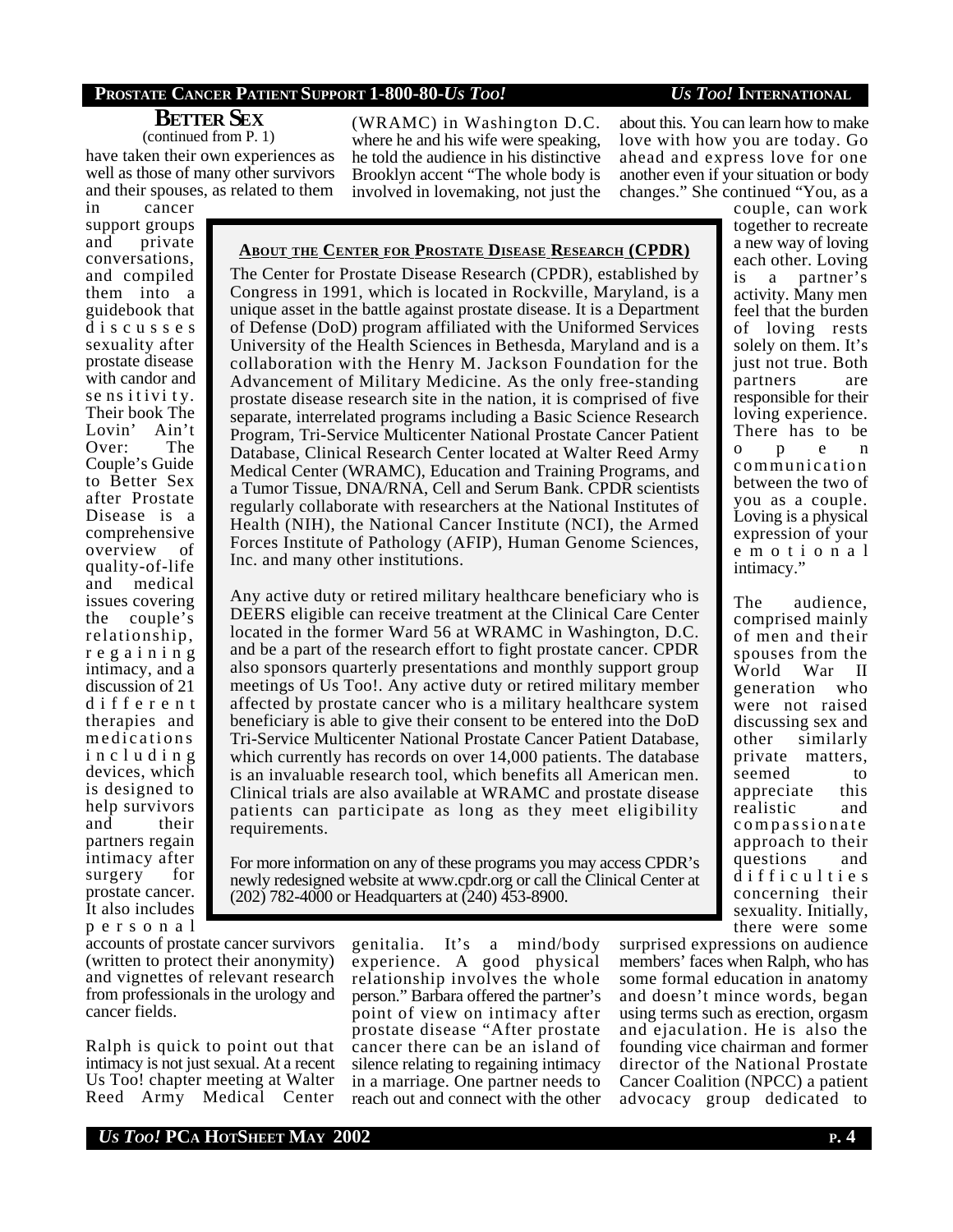## BETTER SEX

(continued from P. 1)

have taken their own experiences as well as those of many other survivors and their spouses, as related to them in cancer support groups and private conversations, and compiled them into a guidebook that discusses sexuality after prostate disease with candor and sensitivity. Their book The Lovin' Ain't Over: The Couple's Guide to Better Sex after Prostate Disease is a comprehensive overview of quality-of-life and medical issues covering the couple's relationship, regaining intimacy, and a discussion of 21 different therapies and medications including devices, which is designed to help survivors and their partners regain intimacy after surgery for prostate cancer. It also includes personal accounts of prostate cancer survivors (written to protect their anonymity) and vignettes of relevant research from professionals in the urology and cancer fields.

Ralph is quick to point out that intimacy is not just sexual. At a recent Us Too! chapter meeting at Walter Reed Army Medical Center (WRAMC) in Washington D.C. where he and his wife were speaking, he told the audience in his distinctive Brooklyn accent "The whole body is involved in lovemaking, not just the genitalia. It's a mind/body experience. A good physical relationship involves the whole person." Barbara offered the partner's point of view on intimacy after prostate disease "After prostate cancer there can be an island of silence relating to regaining intimacy in a marriage. One partner needs to reach out and connect with the other about this. You can learn how to make love with how you are today. Go ahead and express love for one another even if your situation or body changes." She continued "You, as a couple, can work together to recreate a new way of loving each other. Loving is a partner's activity. Many men feel that the burden of loving rests solely on them. It's just not true. Both partners are responsible for their loving experience. There has to be open communication between the two of you as a couple. Loving is a physical expression of your emotional intimacy."

The audience, comprised mainly of men and their spouses from the World War II generation who were not raised discussing sex and other similarly private matters, seemed to appreciate this realistic and compassionate approach to their questions and difficulties concerning their sexuality. Initially, there were some surprised expressions on audience members' faces when Ralph, who has some formal education in anatomy and doesn't mince words, began using terms such as erection, orgasm and ejaculation. He is also the founding vice chairman and former director of the National Prostate Cancer Coalition (NPCC) a patient advocacy group dedicated to

### ABOUT THE CENTER FOR PROSTATE DISEASE RESEARCH (CPDR)

The Center for Prostate Disease Research (CPDR), established by Congress in 1991, which is located in Rockville, Maryland, is a unique asset in the battle against prostate disease. It is a Department of Defense (DoD) program affiliated with the Uniformed Services University of the Health Sciences in Bethesda, Maryland and is a collaboration with the Henry M. Jackson Foundation for the Advancement of Military Medicine. As the only free-standing prostate disease research site in the nation, it is comprised of five separate, interrelated programs including a Basic Science Research Program, Tri-Service Multicenter National Prostate Cancer Patient Database, Clinical Research Center located at Walter Reed Army Medical Center (WRAMC), Education and Training Programs, and a Tumor Tissue, DNA/RNA, Cell and Serum Bank. CPDR scientists regularly collaborate with researchers at the National Institutes of Health (NIH), the National Cancer Institute (NCI), the Armed Forces Institute of Pathology (AFIP), Human Genome Sciences, Inc. and many other institutions.

Any active duty or retired military healthcare beneficiary who is DEERS eligible can receive treatment at the Clinical Care Center located in the former Ward 56 at WRAMC in Washington, D.C. and be a part of the research effort to fight prostate cancer. CPDR also sponsors quarterly presentations and monthly support group meetings of Us Too!. Any active duty or retired military member affected by prostate cancer who is a military healthcare system beneficiary is able to give their consent to be entered into the DoD Tri-Service Multicenter National Prostate Cancer Patient Database, which currently has records on over 14,000 patients. The database is an invaluable research tool, which benefits all American men. Clinical trials are also available at WRAMC and prostate disease patients can participate as long as they meet eligibility requirements.

For more information on any of these programs you may access CPDR's newly redesigned website at www.cpdr.org or call the Clinical Center at (202) 782-4000 or Headquarters at (240) 453-8900.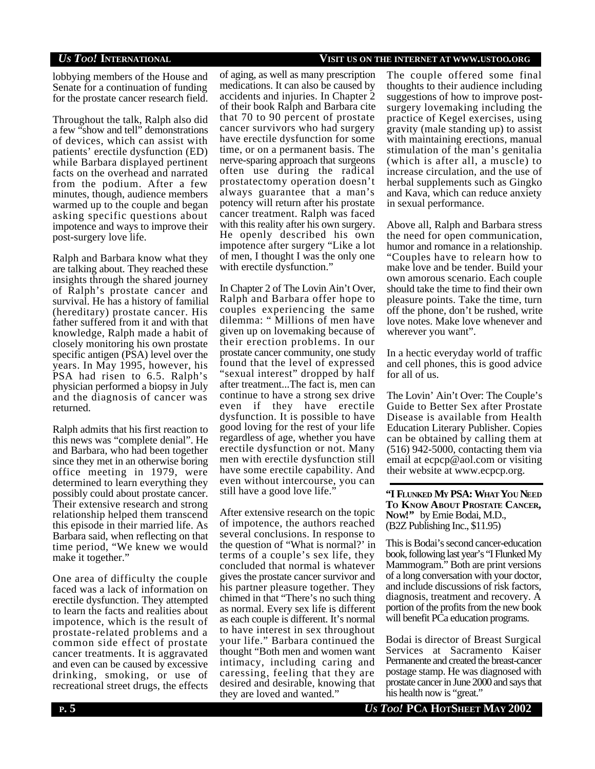lobbying members of the House and Senate for a continuation of funding for the prostate cancer research field.

Throughout the talk, Ralph also did a few "show and tell" demonstrations of devices, which can assist with patients' erectile dysfunction (ED) while Barbara displayed pertinent facts on the overhead and narrated from the podium. After a few minutes, though, audience members warmed up to the couple and began asking specific questions about impotence and ways to improve their post-surgery love life.

Ralph and Barbara know what they are talking about. They reached these insights through the shared journey of Ralph's prostate cancer and survival. He has a history of familial (hereditary) prostate cancer. His father suffered from it and with that knowledge, Ralph made a habit of closely monitoring his own prostate specific antigen (PSA) level over the years. In May 1995, however, his PSA had risen to 6.5. Ralph's physician performed a biopsy in July and the diagnosis of cancer was returned.

Ralph admits that his first reaction to this news was "complete denial". He and Barbara, who had been together since they met in an otherwise boring office meeting in 1979, were determined to learn everything they possibly could about prostate cancer. Their extensive research and strong relationship helped them transcend this episode in their married life. As Barbara said, when reflecting on that time period, "We knew we would make it together."

One area of difficulty the couple faced was a lack of information on erectile dysfunction. They attempted to learn the facts and realities about impotence, which is the result of prostate-related problems and a common side effect of prostate cancer treatments. It is aggravated and even can be caused by excessive drinking, smoking, or use of recreational street drugs, the effects of aging, as well as many prescription medications. It can also be caused by accidents and injuries. In Chapter 2 of their book Ralph and Barbara cite that 70 to 90 percent of prostate cancer survivors who had surgery have erectile dysfunction for some time, or on a permanent basis. The nerve-sparing approach that surgeons often use during the radical prostatectomy operation doesn't always guarantee that a man's potency will return after his prostate cancer treatment. Ralph was faced with this reality after his own surgery. He openly described his own impotence after surgery "Like a lot of men, I thought I was the only one with erectile dysfunction."

In Chapter 2 of The Lovin Ain't Over, Ralph and Barbara offer hope to couples experiencing the same dilemma: " Millions of men have given up on lovemaking because of their erection problems. In our prostate cancer community, one study found that the level of expressed "sexual interest" dropped by half after treatment...The fact is, men can continue to have a strong sex drive even if they have erectile dysfunction. It is possible to have good loving for the rest of your life regardless of age, whether you have erectile dysfunction or not. Many men with erectile dysfunction still have some erectile capability. And even without intercourse, you can still have a good love life."

After extensive research on the topic of impotence, the authors reached several conclusions. In response to the question of "What is normal?' in terms of a couple's sex life, they concluded that normal is whatever gives the prostate cancer survivor and his partner pleasure together. They chimed in that "There's no such thing as normal. Every sex life is different as each couple is different. It's normal to have interest in sex throughout your life." Barbara continued the thought "Both men and women want intimacy, including caring and caressing, feeling that they are desired and desirable, knowing that they are loved and wanted."

The couple offered some final thoughts to their audience including suggestions of how to improve post-surgery lovemaking including the practice of Kegel exercises, using gravity (male standing up) to assist with maintaining erections, manual stimulation of the man's genitalia (which is after all, a muscle) to increase circulation, and the use of herbal supplements such as Gingko and Kava, which can reduce anxiety in sexual performance.

Above all, Ralph and Barbara stress the need for open communication, humor and romance in a relationship. "Couples have to relearn how to make love and be tender. Build your own amorous scenario. Each couple should take the time to find their own pleasure points. Take the time, turn off the phone, don't be rushed, write love notes. Make love whenever and wherever you want".

In a hectic everyday world of traffic and cell phones, this is good advice for all of us.

The Lovin' Ain't Over: The Couple's Guide to Better Sex after Prostate Disease is available from Health Education Literary Publisher. Copies can be obtained by calling them at (516) 942-5000, contacting them via email at ecpcp@aol.com or visiting their website at www.ecpcp.org.

---

**"I FLUNKED MY PSA: WHAT YOU NEED TO KNOW ABOUT PROSTATE CANCER, NOW!"** by Ernie Bodai, M.D., (B2Z Publishing Inc., $11.95)

This is Bodai's second cancer-education book, following last year's "I Flunked My Mammogram." Both are print versions of a long conversation with your doctor, and include discussions of risk factors, diagnosis, treatment and recovery. A portion of the profits from the new book will benefit PCa education programs.

Bodai is director of Breast Surgical Services at Sacramento Kaiser Permanente and created the breast-cancer postage stamp. He was diagnosed with prostate cancer in June 2000 and says that his health now is "great."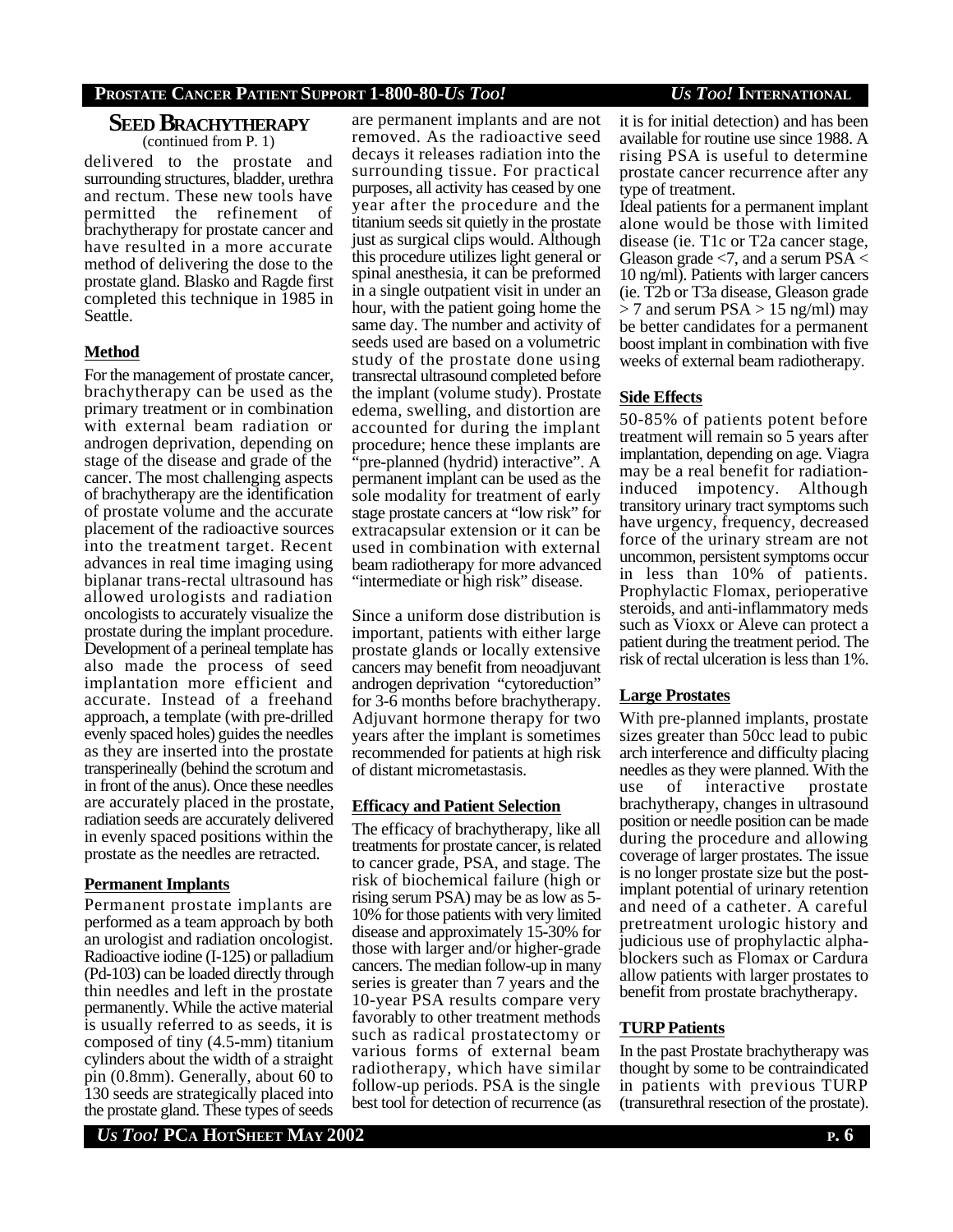## SEED BRACHYTHERAPY

(continued from P. 1)

delivered to the prostate and surrounding structures, bladder, urethra and rectum. These new tools have permitted the refinement of brachytherapy for prostate cancer and have resulted in a more accurate method of delivering the dose to the prostate gland. Blasko and Ragde first completed this technique in 1985 in Seattle.

### Method

For the management of prostate cancer, brachytherapy can be used as the primary treatment or in combination with external beam radiation or androgen deprivation, depending on stage of the disease and grade of the cancer. The most challenging aspects of brachytherapy are the identification of prostate volume and the accurate placement of the radioactive sources into the treatment target. Recent advances in real time imaging using biplanar trans-rectal ultrasound has allowed urologists and radiation oncologists to accurately visualize the prostate during the implant procedure. Development of a perineal template has also made the process of seed implantation more efficient and accurate. Instead of a freehand approach, a template (with pre-drilled evenly spaced holes) guides the needles as they are inserted into the prostate transperineally (behind the scrotum and in front of the anus). Once these needles are accurately placed in the prostate, radiation seeds are accurately delivered in evenly spaced positions within the prostate as the needles are retracted.

### Permanent Implants

Permanent prostate implants are performed as a team approach by both an urologist and radiation oncologist. Radioactive iodine (I-125) or palladium (Pd-103) can be loaded directly through thin needles and left in the prostate permanently. While the active material is usually referred to as seeds, it is composed of tiny (4.5-mm) titanium cylinders about the width of a straight pin (0.8mm). Generally, about 60 to 130 seeds are strategically placed into the prostate gland. These types of seeds are permanent implants and are not removed. As the radioactive seed decays it releases radiation into the surrounding tissue. For practical purposes, all activity has ceased by one year after the procedure and the titanium seeds sit quietly in the prostate just as surgical clips would. Although this procedure utilizes light general or spinal anesthesia, it can be preformed in a single outpatient visit in under an hour, with the patient going home the same day. The number and activity of seeds used are based on a volumetric study of the prostate done using transrectal ultrasound completed before the implant (volume study). Prostate edema, swelling, and distortion are accounted for during the implant procedure; hence these implants are "pre-planned (hydrid) interactive". A permanent implant can be used as the sole modality for treatment of early stage prostate cancers at "low risk" for extracapsular extension or it can be used in combination with external beam radiotherapy for more advanced "intermediate or high risk" disease.

Since a uniform dose distribution is important, patients with either large prostate glands or locally extensive cancers may benefit from neoadjuvant androgen deprivation "cytoreduction" for 3-6 months before brachytherapy. Adjuvant hormone therapy for two years after the implant is sometimes recommended for patients at high risk of distant micrometastasis.

### Efficacy and Patient Selection

The efficacy of brachytherapy, like all treatments for prostate cancer, is related to cancer grade, PSA, and stage. The risk of biochemical failure (high or rising serum PSA) may be as low as 5-10% for those patients with very limited disease and approximately 15-30% for those with larger and/or higher-grade cancers. The median follow-up in many series is greater than 7 years and the 10-year PSA results compare very favorably to other treatment methods such as radical prostatectomy or various forms of external beam radiotherapy, which have similar follow-up periods. PSA is the single best tool for detection of recurrence (as it is for initial detection) and has been available for routine use since 1988. A rising PSA is useful to determine prostate cancer recurrence after any type of treatment.

Ideal patients for a permanent implant alone would be those with limited disease (ie. T1c or T2a cancer stage, Gleason grade <7, and a serum PSA < 10 ng/ml). Patients with larger cancers (ie. T2b or T3a disease, Gleason grade > 7 and serum PSA > 15 ng/ml) may be better candidates for a permanent boost implant in combination with five weeks of external beam radiotherapy.

### Side Effects

50-85% of patients potent before treatment will remain so 5 years after implantation, depending on age. Viagra may be a real benefit for radiation-induced impotency. Although transitory urinary tract symptoms such have urgency, frequency, decreased force of the urinary stream are not uncommon, persistent symptoms occur in less than 10% of patients. Prophylactic Flomax, perioperative steroids, and anti-inflammatory meds such as Vioxx or Aleve can protect a patient during the treatment period. The risk of rectal ulceration is less than 1%.

### Large Prostates

With pre-planned implants, prostate sizes greater than 50cc lead to pubic arch interference and difficulty placing needles as they were planned. With the use of interactive prostate brachytherapy, changes in ultrasound position or needle position can be made during the procedure and allowing coverage of larger prostates. The issue is no longer prostate size but the post-implant potential of urinary retention and need of a catheter. A careful pretreatment urologic history and judicious use of prophylactic alpha-blockers such as Flomax or Cardura allow patients with larger prostates to benefit from prostate brachytherapy.

### TURP Patients

In the past Prostate brachytherapy was thought by some to be contraindicated in patients with previous TURP (transurethral resection of the prostate).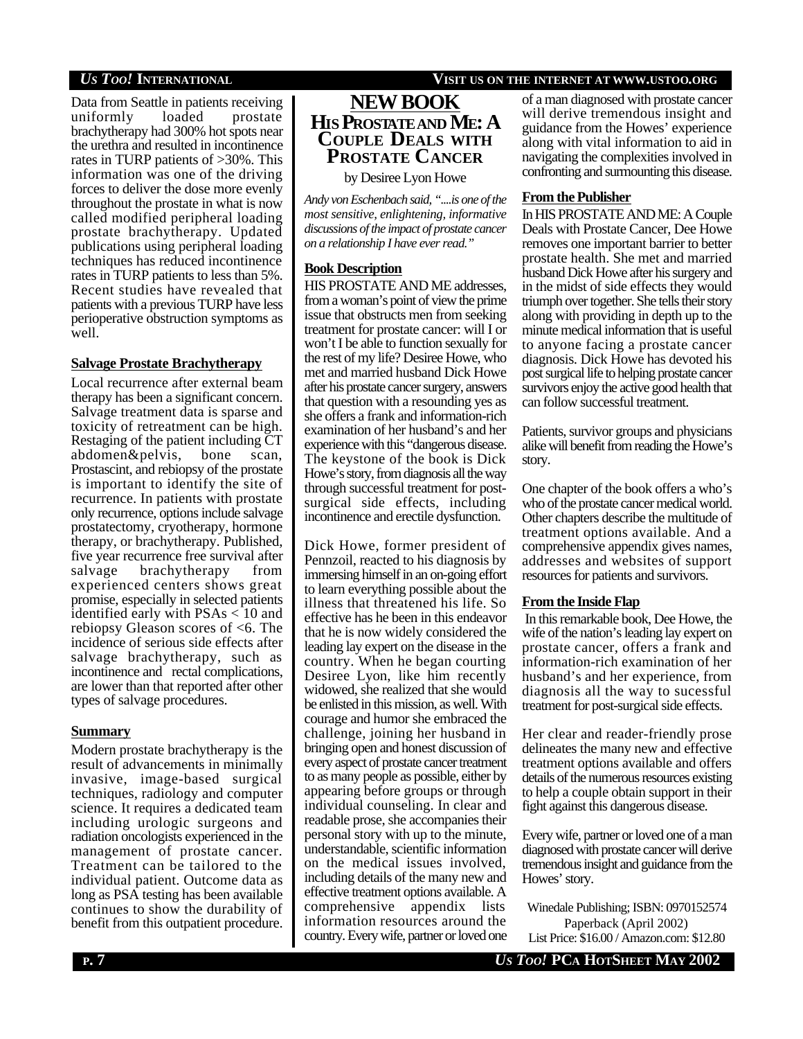Data from Seattle in patients receiving uniformly loaded prostate brachytherapy had 300% hot spots near the urethra and resulted in incontinence rates in TURP patients of >30%. This information was one of the driving forces to deliver the dose more evenly throughout the prostate in what is now called modified peripheral loading prostate brachytherapy. Updated publications using peripheral loading techniques has reduced incontinence rates in TURP patients to less than 5%. Recent studies have revealed that patients with a previous TURP have less perioperative obstruction symptoms as well.

**Salvage Prostate Brachytherapy**

Local recurrence after external beam therapy has been a significant concern. Salvage treatment data is sparse and toxicity of retreatment can be high. Restaging of the patient including CT abdomen&pelvis, bone scan, Prostascint, and rebiopsy of the prostate is important to identify the site of recurrence. In patients with prostate only recurrence, options include salvage prostatectomy, cryotherapy, hormone therapy, or brachytherapy. Published, five year recurrence free survival after salvage brachytherapy from experienced centers shows great promise, especially in selected patients identified early with PSAs < 10 and rebiopsy Gleason scores of <6. The incidence of serious side effects after salvage brachytherapy, such as incontinence and rectal complications, are lower than that reported after other types of salvage procedures.

**Summary**

Modern prostate brachytherapy is the result of advancements in minimally invasive, image-based surgical techniques, radiology and computer science. It requires a dedicated team including urologic surgeons and radiation oncologists experienced in the management of prostate cancer. Treatment can be tailored to the individual patient. Outcome data as long as PSA testing has been available continues to show the durability of benefit from this outpatient procedure.

# NEW BOOK

## HIS PROSTATE AND ME: A COUPLE DEALS WITH PROSTATE CANCER

by Desiree Lyon Howe

*Andy von Eschenbach said, "....is one of the most sensitive, enlightening, informative discussions of the impact of prostate cancer on a relationship I have ever read."*

**Book Description**

HIS PROSTATE AND ME addresses, from a woman's point of view the prime issue that obstructs men from seeking treatment for prostate cancer: will I or won't I be able to function sexually for the rest of my life? Desiree Howe, who met and married husband Dick Howe after his prostate cancer surgery, answers that question with a resounding yes as she offers a frank and information-rich examination of her husband's and her experience with this "dangerous disease. The keystone of the book is Dick Howe's story, from diagnosis all the way through successful treatment for post-surgical side effects, including incontinence and erectile dysfunction.

Dick Howe, former president of Pennzoil, reacted to his diagnosis by immersing himself in an on-going effort to learn everything possible about the illness that threatened his life. So effective has he been in this endeavor that he is now widely considered the leading lay expert on the disease in the country. When he began courting Desiree Lyon, like him recently widowed, she realized that she would be enlisted in this mission, as well. With courage and humor she embraced the challenge, joining her husband in bringing open and honest discussion of every aspect of prostate cancer treatment to as many people as possible, either by appearing before groups or through individual counseling. In clear and readable prose, she accompanies their personal story with up to the minute, understandable, scientific information on the medical issues involved, including details of the many new and effective treatment options available. A comprehensive appendix lists information resources around the country. Every wife, partner or loved one of a man diagnosed with prostate cancer will derive tremendous insight and guidance from the Howes' experience along with vital information to aid in navigating the complexities involved in confronting and surmounting this disease.

**From the Publisher**

In HIS PROSTATE AND ME: A Couple Deals with Prostate Cancer, Dee Howe removes one important barrier to better prostate health. She met and married husband Dick Howe after his surgery and in the midst of side effects they would triumph over together. She tells their story along with providing in depth up to the minute medical information that is useful to anyone facing a prostate cancer diagnosis. Dick Howe has devoted his post surgical life to helping prostate cancer survivors enjoy the active good health that can follow successful treatment.

Patients, survivor groups and physicians alike will benefit from reading the Howe's story.

One chapter of the book offers a who's who of the prostate cancer medical world. Other chapters describe the multitude of treatment options available. And a comprehensive appendix gives names, addresses and websites of support resources for patients and survivors.

**From the Inside Flap**

In this remarkable book, Dee Howe, the wife of the nation's leading lay expert on prostate cancer, offers a frank and information-rich examination of her husband's and her experience, from diagnosis all the way to sucessful treatment for post-surgical side effects.

Her clear and reader-friendly prose delineates the many new and effective treatment options available and offers details of the numerous resources existing to help a couple obtain support in their fight against this dangerous disease.

Every wife, partner or loved one of a man diagnosed with prostate cancer will derive tremendous insight and guidance from the Howes' story.

Winedale Publishing; ISBN: 0970152574
Paperback (April 2002)
List Price: $16.00 / Amazon.com: $12.80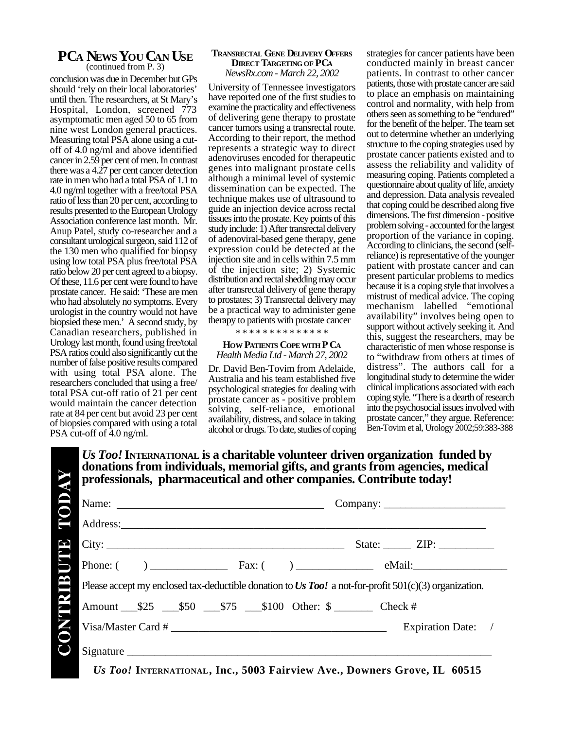## PCa News You Can Use

(continued from P. 3)

conclusion was due in December but GPs should 'rely on their local laboratories' until then. The researchers, at St Mary's Hospital, London, screened 773 asymptomatic men aged 50 to 65 from nine west London general practices. Measuring total PSA alone using a cut-off of 4.0 ng/ml and above identified cancer in 2.59 per cent of men. In contrast there was a 4.27 per cent cancer detection rate in men who had a total PSA of 1.1 to 4.0 ng/ml together with a free/total PSA ratio of less than 20 per cent, according to results presented to the European Urology Association conference last month. Mr. Anup Patel, study co-researcher and a consultant urological surgeon, said 112 of the 130 men who qualified for biopsy using low total PSA plus free/total PSA ratio below 20 per cent agreed to a biopsy. Of these, 11.6 per cent were found to have prostate cancer. He said: 'These are men who had absolutely no symptoms. Every urologist in the country would not have biopsied these men.' A second study, by Canadian researchers, published in Urology last month, found using free/total PSA ratios could also significantly cut the number of false positive results compared with using total PSA alone. The researchers concluded that using a free/total PSA cut-off ratio of 21 per cent would maintain the cancer detection rate at 84 per cent but avoid 23 per cent of biopsies compared with using a total PSA cut-off of 4.0 ng/ml.

### Transrectal Gene Delivery Offers Direct Targeting of PCa

*NewsRx.com - March 22, 2002*

University of Tennessee investigators have reported one of the first studies to examine the practicality and effectiveness of delivering gene therapy to prostate cancer tumors using a transrectal route. According to their report, the method represents a strategic way to direct adenoviruses encoded for therapeutic genes into malignant prostate cells although a minimal level of systemic dissemination can be expected. The technique makes use of ultrasound to guide an injection device across rectal tissues into the prostate. Key points of this study include: 1) After transrectal delivery of adenoviral-based gene therapy, gene expression could be detected at the injection site and in cells within 7.5 mm of the injection site; 2) Systemic distribution and rectal shedding may occur after transrectal delivery of gene therapy to prostates; 3) Transrectal delivery may be a practical way to administer gene therapy to patients with prostate cancer

\* \* \* \* \* \* \* \* \* \* \* \* \* \* \*

### How Patients Cope with PCa

*Health Media Ltd - March 27, 2002*

Dr. David Ben-Tovim from Adelaide, Australia and his team established five psychological strategies for dealing with prostate cancer as - positive problem solving, self-reliance, emotional availability, distress, and solace in taking alcohol or drugs. To date, studies of coping strategies for cancer patients have been conducted mainly in breast cancer patients. In contrast to other cancer patients, those with prostate cancer are said to place an emphasis on maintaining control and normality, with help from others seen as something to be "endured" for the benefit of the helper. The team set out to determine whether an underlying structure to the coping strategies used by prostate cancer patients existed and to assess the reliability and validity of measuring coping. Patients completed a questionnaire about quality of life, anxiety and depression. Data analysis revealed that coping could be described along five dimensions. The first dimension - positive problem solving - accounted for the largest proportion of the variance in coping. According to clinicians, the second (self-reliance) is representative of the younger patient with prostate cancer and can present particular problems to medics because it is a coping style that involves a mistrust of medical advice. The coping mechanism labelled "emotional availability" involves being open to support without actively seeking it. And this, suggest the researchers, may be characteristic of men whose response is to "withdraw from others at times of distress". The authors call for a longitudinal study to determine the wider clinical implications associated with each coping style. "There is a dearth of research into the psychosocial issues involved with prostate cancer," they argue. Reference: Ben-Tovim et al, Urology 2002;59:383-388

---

## CONTRIBUTE TODAY

**_Us Too!_ International is a charitable volunteer driven organization funded by donations from individuals, memorial gifts, and grants from agencies, medical professionals, pharmaceutical and other companies. Contribute today!**

Name: ___________________________________ Company: _____________________

Address:_________________________________________________________________

City: ___________________________________________ State: _____ ZIP: __________

Phone: ( ) _____________ Fax: ( ) _____________ eMail:_________________

Please accept my enclosed tax-deductible donation to ***Us Too!*** a not-for-profit 501(c)(3) organization.

Amount ___$25 ___$50 ___$75 ___$100 Other: $ _______ Check #

Visa/Master Card # ______________________________________ Expiration Date: /

Signature ______________________________________________________________

***Us Too!* International, Inc., 5003 Fairview Ave., Downers Grove, IL 60515**